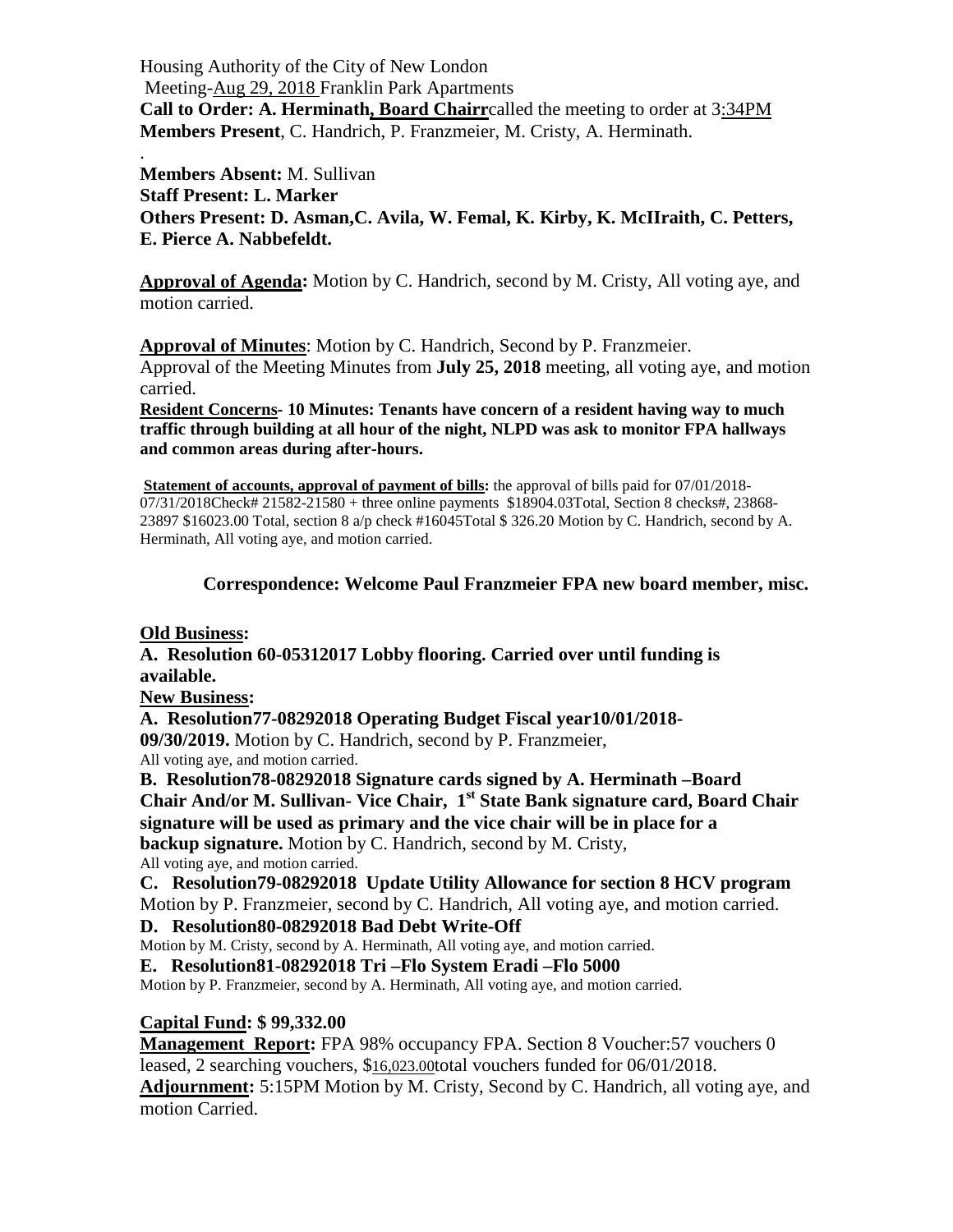Housing Authority of the City of New London
Meeting-Aug 29, 2018 Franklin Park Apartments
**Call to Order: A. Herminath, Board Chairr**called the meeting to order at 3:34PM
**Members Present**, C. Handrich, P. Franzmeier, M. Cristy, A. Herminath.
.
**Members Absent:** M. Sullivan
**Staff Present: L. Marker**
**Others Present: D. Asman,C. Avila, W. Femal, K. Kirby, K. McIIraith, C. Petters, E. Pierce A. Nabbefeldt.**

**Approval of Agenda:** Motion by C. Handrich, second by M. Cristy, All voting aye, and motion carried.

**Approval of Minutes**: Motion by C. Handrich, Second by P. Franzmeier.
Approval of the Meeting Minutes from **July 25, 2018** meeting, all voting aye, and motion carried.
**Resident Concerns- 10 Minutes: Tenants have concern of a resident having way to much traffic through building at all hour of the night, NLPD was ask to monitor FPA hallways and common areas during after-hours.**

**Statement of accounts, approval of payment of bills:** the approval of bills paid for 07/01/2018-07/31/2018Check# 21582-21580 + three online payments $18904.03Total, Section 8 checks#, 23868-23897 $16023.00 Total, section 8 a/p check #16045Total $ 326.20 Motion by C. Handrich, second by A. Herminath, All voting aye, and motion carried.

**Correspondence: Welcome Paul Franzmeier FPA new board member, misc.**

**Old Business:**
**A. Resolution 60-05312017 Lobby flooring. Carried over until funding is available.**
**New Business:**
**A. Resolution77-08292018 Operating Budget Fiscal year10/01/2018-09/30/2019.** Motion by C. Handrich, second by P. Franzmeier,
All voting aye, and motion carried.
**B. Resolution78-08292018 Signature cards signed by A. Herminath –Board Chair And/or M. Sullivan- Vice Chair, 1st State Bank signature card, Board Chair signature will be used as primary and the vice chair will be in place for a backup signature.** Motion by C. Handrich, second by M. Cristy,
All voting aye, and motion carried.
**C. Resolution79-08292018 Update Utility Allowance for section 8 HCV program**
Motion by P. Franzmeier, second by C. Handrich, All voting aye, and motion carried.
**D. Resolution80-08292018 Bad Debt Write-Off**
Motion by M. Cristy, second by A. Herminath, All voting aye, and motion carried.
**E. Resolution81-08292018 Tri –Flo System Eradi –Flo 5000**
Motion by P. Franzmeier, second by A. Herminath, All voting aye, and motion carried.

**Capital Fund: $ 99,332.00**
**Management Report:** FPA 98% occupancy FPA. Section 8 Voucher:57 vouchers 0 leased, 2 searching vouchers, $16,023.00total vouchers funded for 06/01/2018.
**Adjournment:** 5:15PM Motion by M. Cristy, Second by C. Handrich, all voting aye, and motion Carried.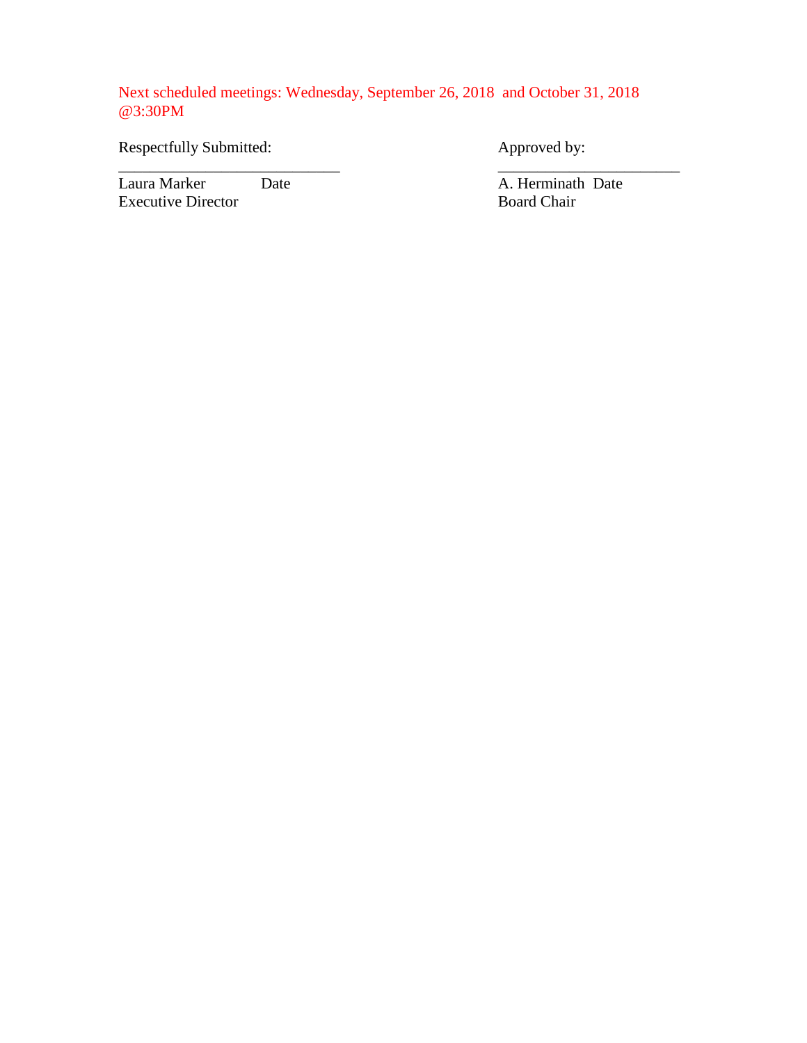Next scheduled meetings: Wednesday, September 26, 2018 and October 31, 2018 @3:30PM

Respectfully Submitted:

\_\_\_\_\_\_\_\_\_\_\_\_\_\_\_\_\_\_\_\_\_\_\_\_\_\_\_\_\_\_
Laura Marker Date
Executive Director

Approved by:

\_\_\_\_\_\_\_\_\_\_\_\_\_\_\_\_\_\_\_\_\_\_\_\_\_\_\_\_\_\_
A. Herminath Date
Board Chair